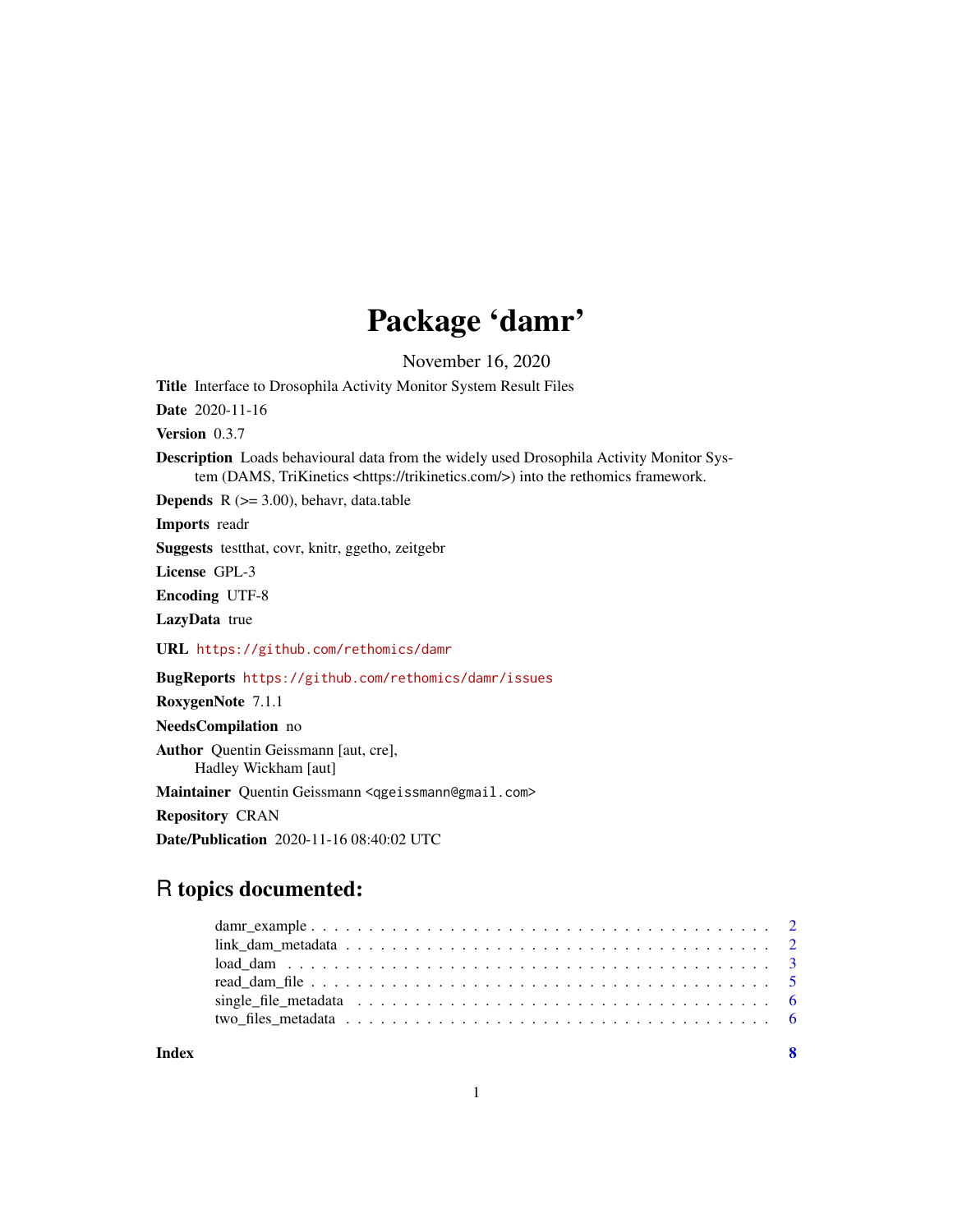# Package 'damr'

November 16, 2020

**Title** Interface to Drosophila Activity Monitor System Result Files

**Date** 2020-11-16

**Version** 0.3.7

**Description** Loads behavioural data from the widely used Drosophila Activity Monitor System (DAMS, TriKinetics <https://trikinetics.com/>) into the rethomics framework.

**Depends** R (>= 3.00), behavr, data.table

**Imports** readr

**Suggests** testthat, covr, knitr, ggetho, zeitgebr

**License** GPL-3

**Encoding** UTF-8

**LazyData** true

**URL** https://github.com/rethomics/damr

**BugReports** https://github.com/rethomics/damr/issues

**RoxygenNote** 7.1.1

**NeedsCompilation** no

**Author** Quentin Geissmann [aut, cre],
Hadley Wickham [aut]

**Maintainer** Quentin Geissmann <qgeissmann@gmail.com>

**Repository** CRAN

**Date/Publication** 2020-11-16 08:40:02 UTC

## R topics documented:

- damr_example . . . . . . . . . . . . . . . . . . . . . . . . . . . . . . . . . . . . . . . 2
- link_dam_metadata . . . . . . . . . . . . . . . . . . . . . . . . . . . . . . . . . . . . 2
- load_dam . . . . . . . . . . . . . . . . . . . . . . . . . . . . . . . . . . . . . . . . . 3
- read_dam_file . . . . . . . . . . . . . . . . . . . . . . . . . . . . . . . . . . . . . . . 5
- single_file_metadata . . . . . . . . . . . . . . . . . . . . . . . . . . . . . . . . . . . 6
- two_files_metadata . . . . . . . . . . . . . . . . . . . . . . . . . . . . . . . . . . . . 6

**Index** 8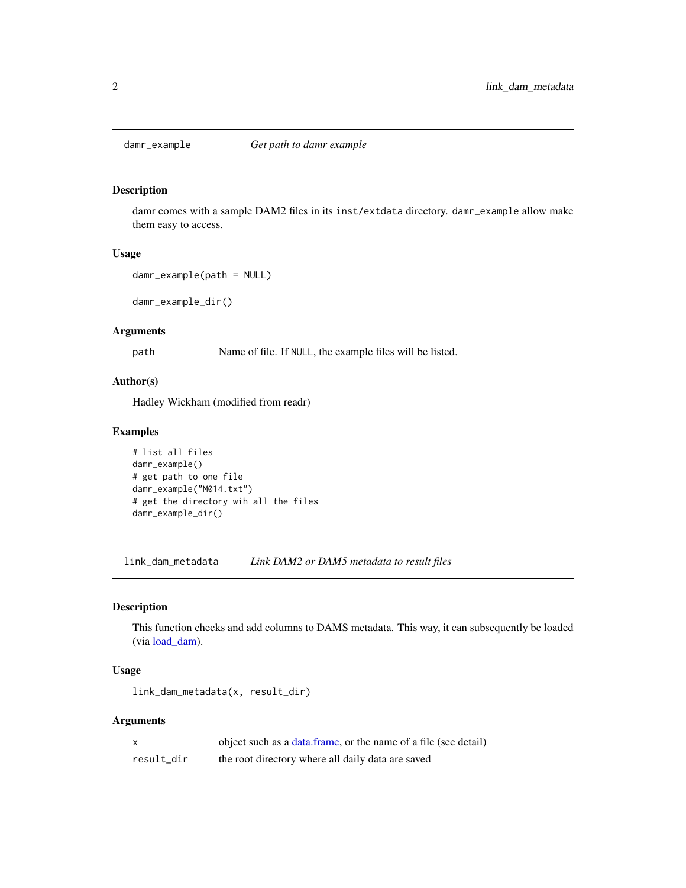## damr_example — *Get path to damr example*

### Description

damr comes with a sample DAM2 files in its `inst/extdata` directory. `damr_example` allow make them easy to access.

### Usage

```
damr_example(path = NULL)

damr_example_dir()
```

### Arguments

| | |
|---|---|
| `path` | Name of file. If `NULL`, the example files will be listed. |

### Author(s)

Hadley Wickham (modified from readr)

### Examples

```
# list all files
damr_example()
# get path to one file
damr_example("M014.txt")
# get the directory wih all the files
damr_example_dir()
```

## link_dam_metadata — *Link DAM2 or DAM5 metadata to result files*

### Description

This function checks and add columns to DAMS metadata. This way, it can subsequently be loaded (via load_dam).

### Usage

```
link_dam_metadata(x, result_dir)
```

### Arguments

| | |
|---|---|
| `x` | object such as a data.frame, or the name of a file (see detail) |
| `result_dir` | the root directory where all daily data are saved |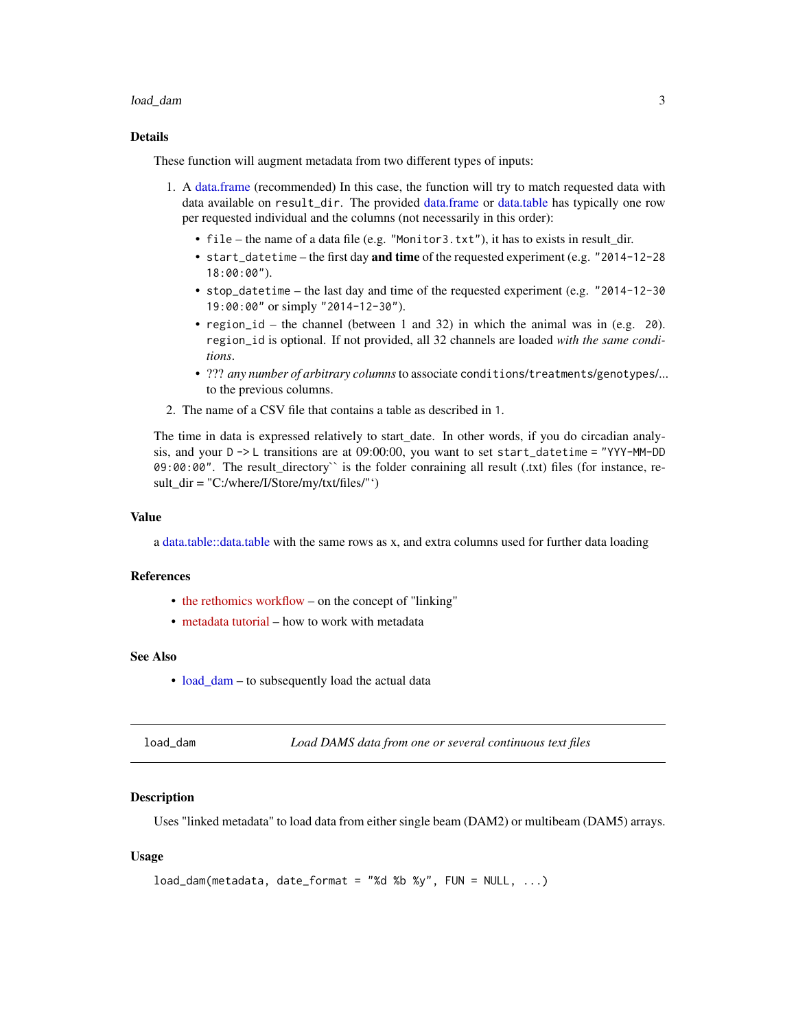### Details

These function will augment metadata from two different types of inputs:

1. A data.frame (recommended) In this case, the function will try to match requested data with data available on `result_dir`. The provided data.frame or data.table has typically one row per requested individual and the columns (not necessarily in this order):
   - `file` – the name of a data file (e.g. `"Monitor3.txt"`), it has to exists in result_dir.
   - `start_datetime` – the first day **and time** of the requested experiment (e.g. `"2014-12-28 18:00:00"`).
   - `stop_datetime` – the last day and time of the requested experiment (e.g. `"2014-12-30 19:00:00"` or simply `"2014-12-30"`).
   - `region_id` – the channel (between 1 and 32) in which the animal was in (e.g. `20`). `region_id` is optional. If not provided, all 32 channels are loaded *with the same conditions*.
   - ??? *any number of arbitrary columns* to associate `conditions/treatments/genotypes/...` to the previous columns.
2. The name of a CSV file that contains a table as described in `1`.

The time in data is expressed relatively to start_date. In other words, if you do circadian analysis, and your `D -> L` transitions are at 09:00:00, you want to set `start_datetime = "YYY-MM-DD 09:00:00"`. The result_directory`` is the folder conraining all result (.txt) files (for instance, result_dir = "C:/where/I/Store/my/txt/files/"‘)

### Value

a data.table::data.table with the same rows as x, and extra columns used for further data loading

### References

- the rethomics workflow – on the concept of "linking"
- metadata tutorial – how to work with metadata

### See Also

- load_dam – to subsequently load the actual data

---

## load_dam — *Load DAMS data from one or several continuous text files*

### Description

Uses "linked metadata" to load data from either single beam (DAM2) or multibeam (DAM5) arrays.

### Usage

```
load_dam(metadata, date_format = "%d %b %y", FUN = NULL, ...)
```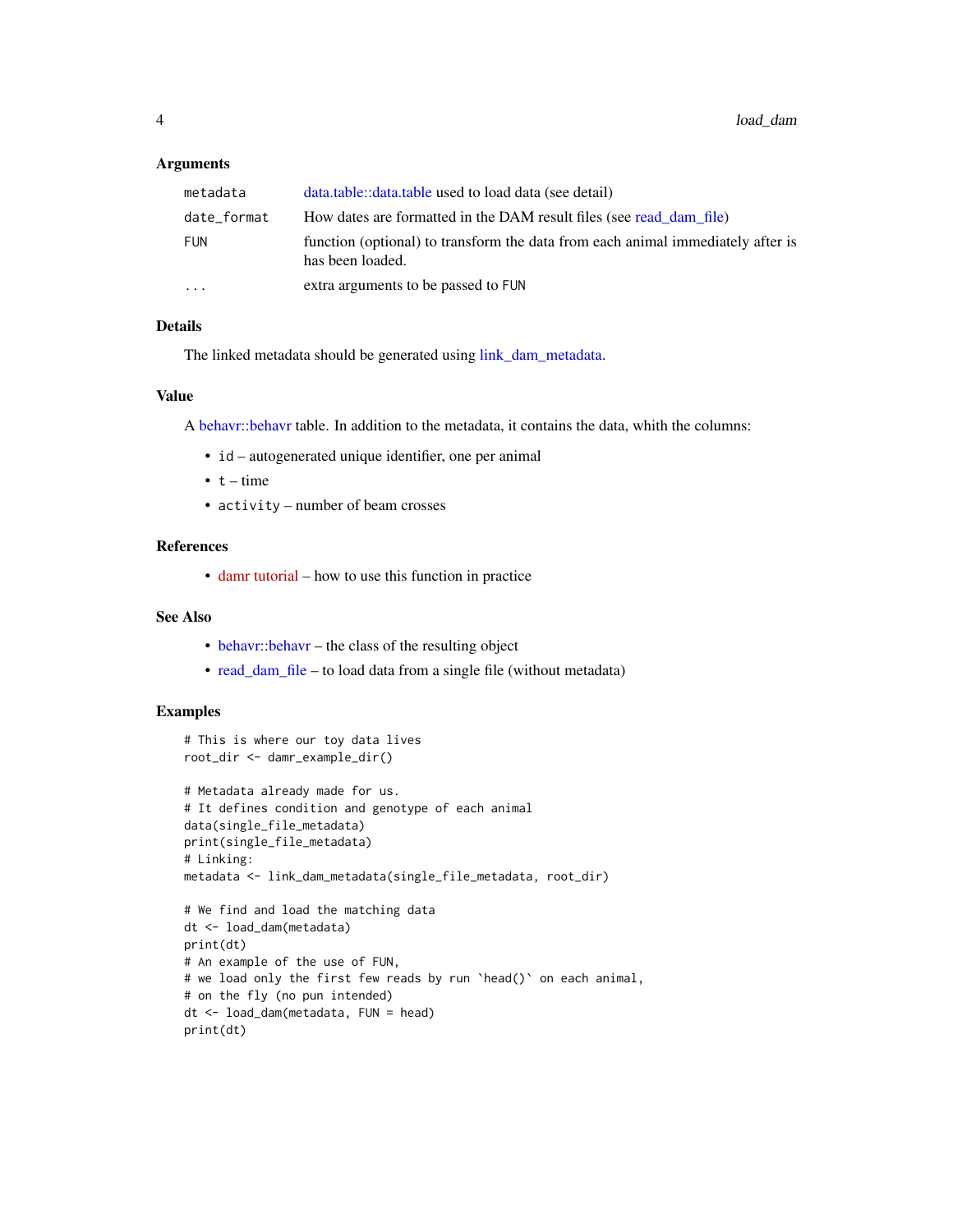### Arguments

| | |
|---|---|
| `metadata` | data.table::data.table used to load data (see detail) |
| `date_format` | How dates are formatted in the DAM result files (see read_dam_file) |
| `FUN` | function (optional) to transform the data from each animal immediately after is has been loaded. |
| `...` | extra arguments to be passed to `FUN` |

### Details

The linked metadata should be generated using link_dam_metadata.

### Value

A behavr::behavr table. In addition to the metadata, it contains the data, whith the columns:

- `id` – autogenerated unique identifier, one per animal
- `t` – time
- `activity` – number of beam crosses

### References

- damr tutorial – how to use this function in practice

### See Also

- behavr::behavr – the class of the resulting object
- read_dam_file – to load data from a single file (without metadata)

### Examples

```
# This is where our toy data lives
root_dir <- damr_example_dir()

# Metadata already made for us.
# It defines condition and genotype of each animal
data(single_file_metadata)
print(single_file_metadata)
# Linking:
metadata <- link_dam_metadata(single_file_metadata, root_dir)

# We find and load the matching data
dt <- load_dam(metadata)
print(dt)
# An example of the use of FUN,
# we load only the first few reads by run `head()` on each animal,
# on the fly (no pun intended)
dt <- load_dam(metadata, FUN = head)
print(dt)
```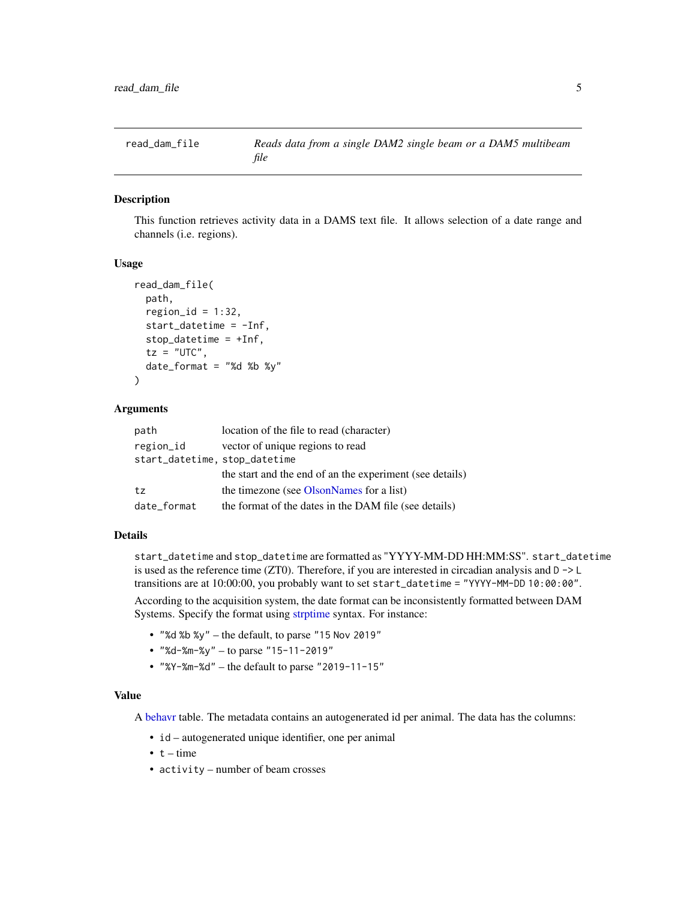## read_dam_file

*Reads data from a single DAM2 single beam or a DAM5 multibeam file*

### Description

This function retrieves activity data in a DAMS text file. It allows selection of a date range and channels (i.e. regions).

### Usage

```
read_dam_file(
  path,
  region_id = 1:32,
  start_datetime = -Inf,
  stop_datetime = +Inf,
  tz = "UTC",
  date_format = "%d %b %y"
)
```

### Arguments

| | |
|---|---|
| `path` | location of the file to read (character) |
| `region_id` | vector of unique regions to read |
| `start_datetime, stop_datetime` | the start and the end of an the experiment (see details) |
| `tz` | the timezone (see OlsonNames for a list) |
| `date_format` | the format of the dates in the DAM file (see details) |

### Details

`start_datetime` and `stop_datetime` are formatted as "YYYY-MM-DD HH:MM:SS". `start_datetime` is used as the reference time (ZT0). Therefore, if you are interested in circadian analysis and `D -> L` transitions are at 10:00:00, you probably want to set `start_datetime = "YYYY-MM-DD 10:00:00"`.

According to the acquisition system, the date format can be inconsistently formatted between DAM Systems. Specify the format using strptime syntax. For instance:

- `"%d %b %y"` – the default, to parse `"15 Nov 2019"`
- `"%d-%m-%y"` – to parse `"15-11-2019"`
- `"%Y-%m-%d"` – the default to parse `"2019-11-15"`

### Value

A behavr table. The metadata contains an autogenerated id per animal. The data has the columns:

- `id` – autogenerated unique identifier, one per animal
- `t` – time
- `activity` – number of beam crosses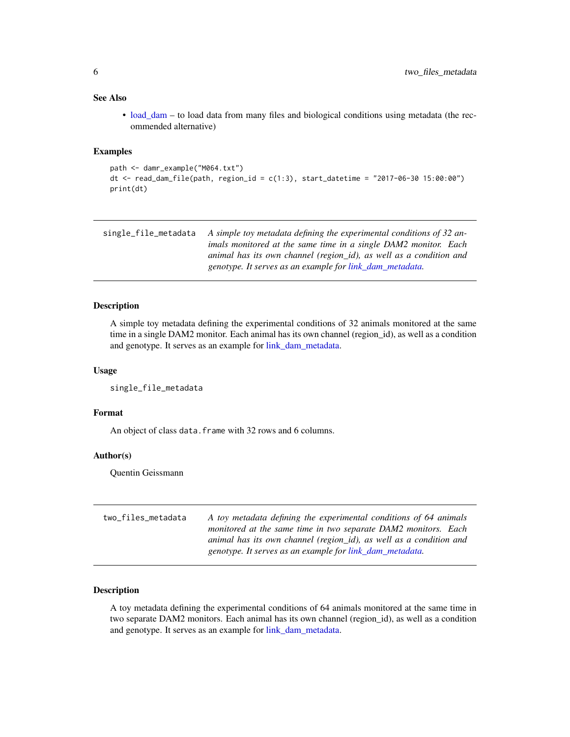### See Also

- load_dam – to load data from many files and biological conditions using metadata (the recommended alternative)

### Examples

```
path <- damr_example("M064.txt")
dt <- read_dam_file(path, region_id = c(1:3), start_datetime = "2017-06-30 15:00:00")
print(dt)
```

---

## single_file_metadata

*A simple toy metadata defining the experimental conditions of 32 animals monitored at the same time in a single DAM2 monitor. Each animal has its own channel (region_id), as well as a condition and genotype. It serves as an example for link_dam_metadata.*

---

### Description

A simple toy metadata defining the experimental conditions of 32 animals monitored at the same time in a single DAM2 monitor. Each animal has its own channel (region_id), as well as a condition and genotype. It serves as an example for link_dam_metadata.

### Usage

```
single_file_metadata
```

### Format

An object of class `data.frame` with 32 rows and 6 columns.

### Author(s)

Quentin Geissmann

---

## two_files_metadata

*A toy metadata defining the experimental conditions of 64 animals monitored at the same time in two separate DAM2 monitors. Each animal has its own channel (region_id), as well as a condition and genotype. It serves as an example for link_dam_metadata.*

---

### Description

A toy metadata defining the experimental conditions of 64 animals monitored at the same time in two separate DAM2 monitors. Each animal has its own channel (region_id), as well as a condition and genotype. It serves as an example for link_dam_metadata.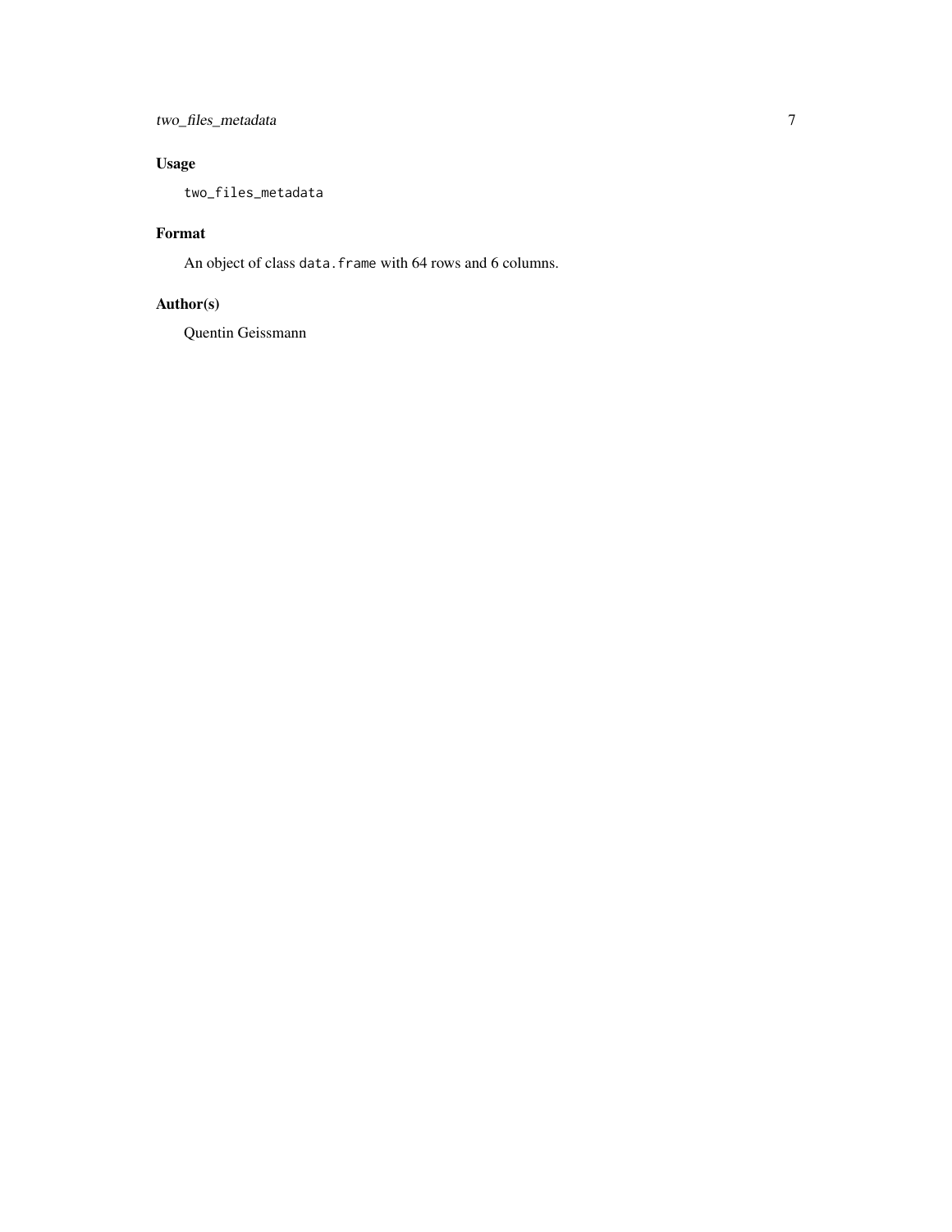## Usage

```
two_files_metadata
```

## Format

An object of class `data.frame` with 64 rows and 6 columns.

## Author(s)

Quentin Geissmann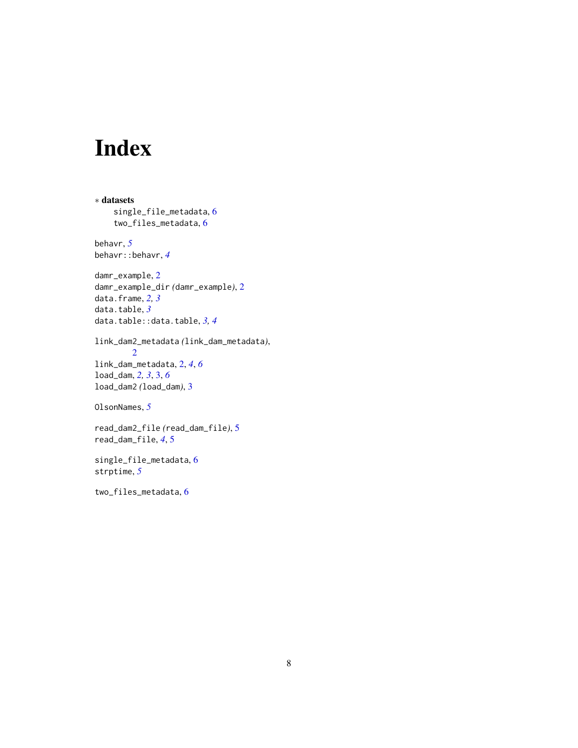# Index

∗ **datasets**
    single_file_metadata, 6
    two_files_metadata, 6

behavr, *5*
behavr::behavr, *4*

damr_example, 2
damr_example_dir *(*damr_example*)*, 2
data.frame, *2, 3*
data.table, *3*
data.table::data.table, *3, 4*

link_dam2_metadata *(*link_dam_metadata*)*, 2
link_dam_metadata, 2, *4*, *6*
load_dam, *2, 3*, 3, *6*
load_dam2 *(*load_dam*)*, 3

OlsonNames, *5*

read_dam2_file *(*read_dam_file*)*, 5
read_dam_file, *4*, 5

single_file_metadata, 6
strptime, *5*

two_files_metadata, 6